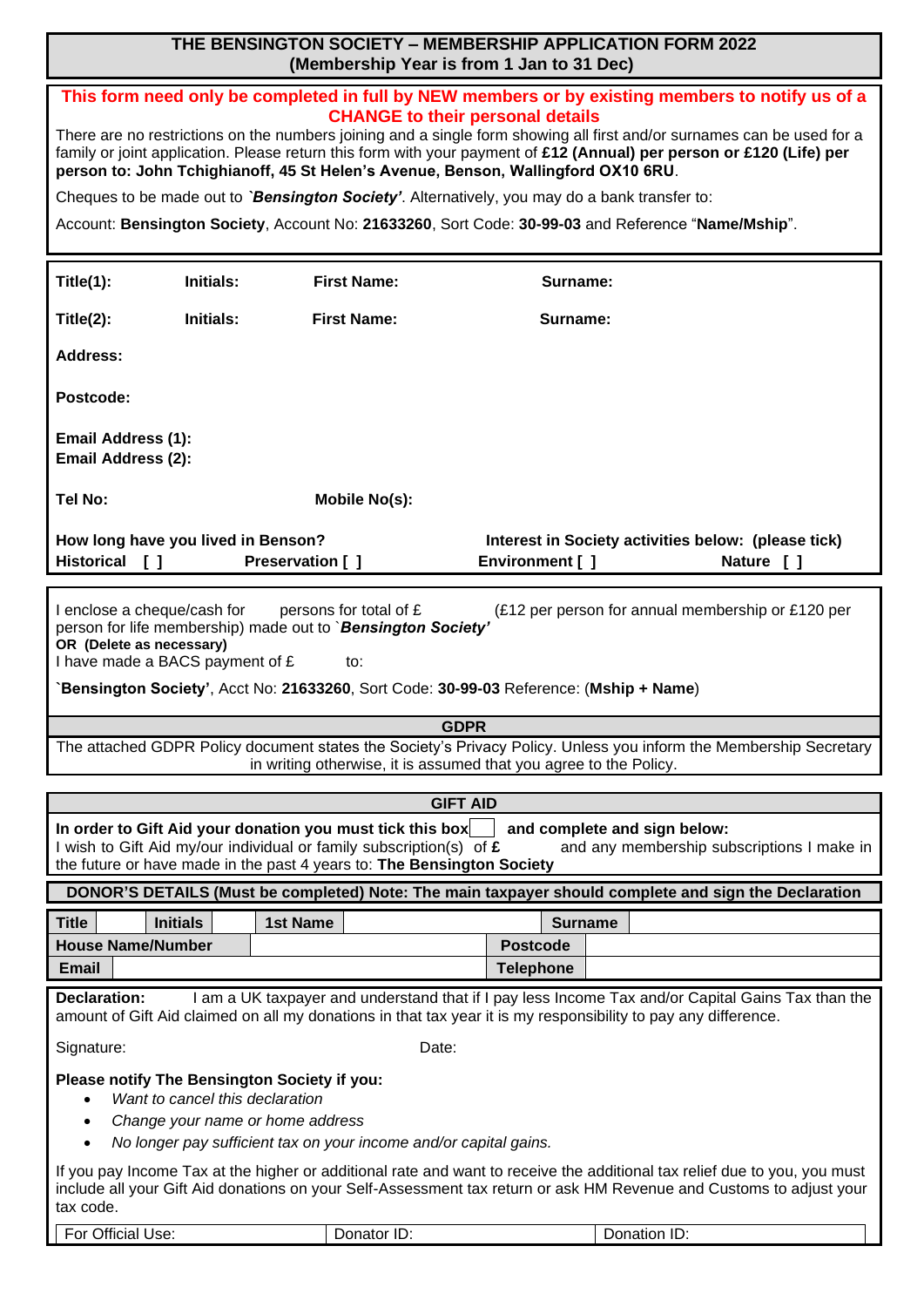# THE BENSINGTON SOCIETY – MEMBERSHIP APPLICATION FORM 2022
**(Membership Year is from 1 Jan to 31 Dec)**

**This form need only be completed in full by NEW members or by existing members to notify us of a CHANGE to their personal details**

There are no restrictions on the numbers joining and a single form showing all first and/or surnames can be used for a family or joint application. Please return this form with your payment of **£12 (Annual) per person or £120 (Life) per person to: John Tchighianoff, 45 St Helen's Avenue, Benson, Wallingford OX10 6RU**.

Cheques to be made out to *`**Bensington Society'***. Alternatively, you may do a bank transfer to:

Account: **Bensington Society**, Account No: **21633260**, Sort Code: **30-99-03** and Reference "**Name/Mship**".

**Title(1):** **Initials:** **First Name:** **Surname:**

**Title(2):** **Initials:** **First Name:** **Surname:**

**Address:**

**Postcode:**

**Email Address (1):**
**Email Address (2):**

**Tel No:** **Mobile No(s):**

**How long have you lived in Benson?** **Interest in Society activities below: (please tick)**
**Historical [ ]** **Preservation [ ]** **Environment [ ]** **Nature [ ]**

I enclose a cheque/cash for persons for total of £ (£12 per person for annual membership or £120 per person for life membership) made out to *`**Bensington Society'***
**OR (Delete as necessary)**
I have made a BACS payment of £ to:

**`Bensington Society'**, Acct No: **21633260**, Sort Code: **30-99-03** Reference: (**Mship + Name**)

## GDPR

The attached GDPR Policy document states the Society's Privacy Policy. Unless you inform the Membership Secretary in writing otherwise, it is assumed that you agree to the Policy.

## GIFT AID

**In order to Gift Aid your donation you must tick this box** [ ] **and complete and sign below:**
I wish to Gift Aid my/our individual or family subscription(s) of **£** and any membership subscriptions I make in the future or have made in the past 4 years to: **The Bensington Society**

**DONOR'S DETAILS (Must be completed) Note: The main taxpayer should complete and sign the Declaration**

| | | | | | | | |
|---|---|---|---|---|---|---|---|
| **Title** | | **Initials** | | **1st Name** | | **Surname** | |
| **House Name/Number** | | | | **Postcode** | | | |
| **Email** | | | | **Telephone** | | | |

**Declaration:** I am a UK taxpayer and understand that if I pay less Income Tax and/or Capital Gains Tax than the amount of Gift Aid claimed on all my donations in that tax year it is my responsibility to pay any difference.

Signature: Date:

**Please notify The Bensington Society if you:**

- *Want to cancel this declaration*
- *Change your name or home address*
- *No longer pay sufficient tax on your income and/or capital gains.*

If you pay Income Tax at the higher or additional rate and want to receive the additional tax relief due to you, you must include all your Gift Aid donations on your Self-Assessment tax return or ask HM Revenue and Customs to adjust your tax code.

| | | |
|---|---|---|
| For Official Use: | Donator ID: | Donation ID: |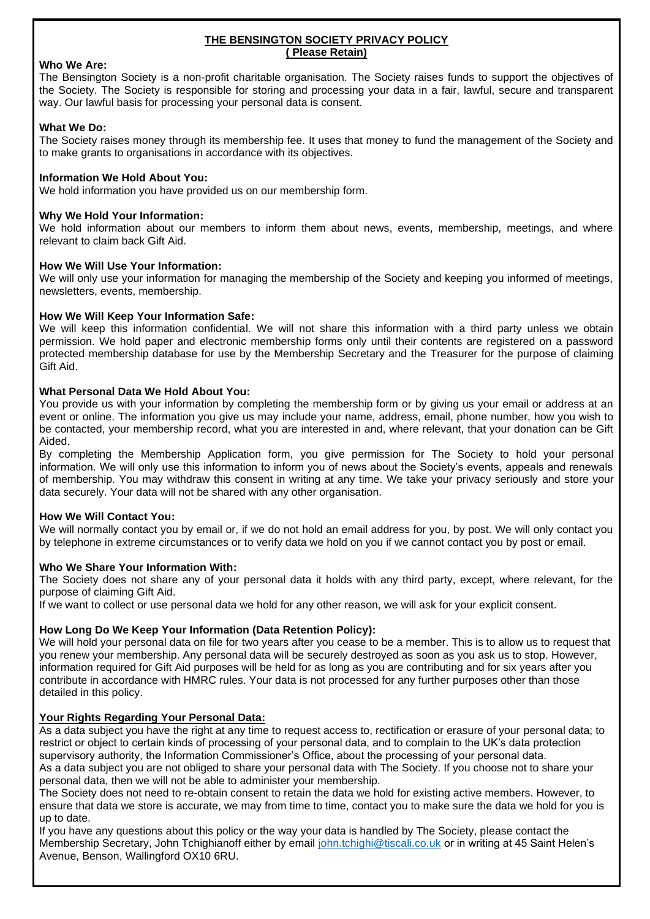# THE BENSINGTON SOCIETY PRIVACY POLICY
**( Please Retain)**

**Who We Are:**

The Bensington Society is a non-profit charitable organisation. The Society raises funds to support the objectives of the Society. The Society is responsible for storing and processing your data in a fair, lawful, secure and transparent way. Our lawful basis for processing your personal data is consent.

**What We Do:**

The Society raises money through its membership fee. It uses that money to fund the management of the Society and to make grants to organisations in accordance with its objectives.

**Information We Hold About You:**

We hold information you have provided us on our membership form.

**Why We Hold Your Information:**

We hold information about our members to inform them about news, events, membership, meetings, and where relevant to claim back Gift Aid.

**How We Will Use Your Information:**

We will only use your information for managing the membership of the Society and keeping you informed of meetings, newsletters, events, membership.

**How We Will Keep Your Information Safe:**

We will keep this information confidential. We will not share this information with a third party unless we obtain permission. We hold paper and electronic membership forms only until their contents are registered on a password protected membership database for use by the Membership Secretary and the Treasurer for the purpose of claiming Gift Aid.

**What Personal Data We Hold About You:**

You provide us with your information by completing the membership form or by giving us your email or address at an event or online. The information you give us may include your name, address, email, phone number, how you wish to be contacted, your membership record, what you are interested in and, where relevant, that your donation can be Gift Aided.

By completing the Membership Application form, you give permission for The Society to hold your personal information. We will only use this information to inform you of news about the Society's events, appeals and renewals of membership. You may withdraw this consent in writing at any time. We take your privacy seriously and store your data securely. Your data will not be shared with any other organisation.

**How We Will Contact You:**

We will normally contact you by email or, if we do not hold an email address for you, by post. We will only contact you by telephone in extreme circumstances or to verify data we hold on you if we cannot contact you by post or email.

**Who We Share Your Information With:**

The Society does not share any of your personal data it holds with any third party, except, where relevant, for the purpose of claiming Gift Aid.

If we want to collect or use personal data we hold for any other reason, we will ask for your explicit consent.

**How Long Do We Keep Your Information (Data Retention Policy):**

We will hold your personal data on file for two years after you cease to be a member. This is to allow us to request that you renew your membership. Any personal data will be securely destroyed as soon as you ask us to stop. However, information required for Gift Aid purposes will be held for as long as you are contributing and for six years after you contribute in accordance with HMRC rules. Your data is not processed for any further purposes other than those detailed in this policy.

**Your Rights Regarding Your Personal Data:**

As a data subject you have the right at any time to request access to, rectification or erasure of your personal data; to restrict or object to certain kinds of processing of your personal data, and to complain to the UK's data protection supervisory authority, the Information Commissioner's Office, about the processing of your personal data.

As a data subject you are not obliged to share your personal data with The Society. If you choose not to share your personal data, then we will not be able to administer your membership.

The Society does not need to re-obtain consent to retain the data we hold for existing active members. However, to ensure that data we store is accurate, we may from time to time, contact you to make sure the data we hold for you is up to date.

If you have any questions about this policy or the way your data is handled by The Society, please contact the Membership Secretary, John Tchighianoff either by email john.tchighi@tiscali.co.uk or in writing at 45 Saint Helen's Avenue, Benson, Wallingford OX10 6RU.